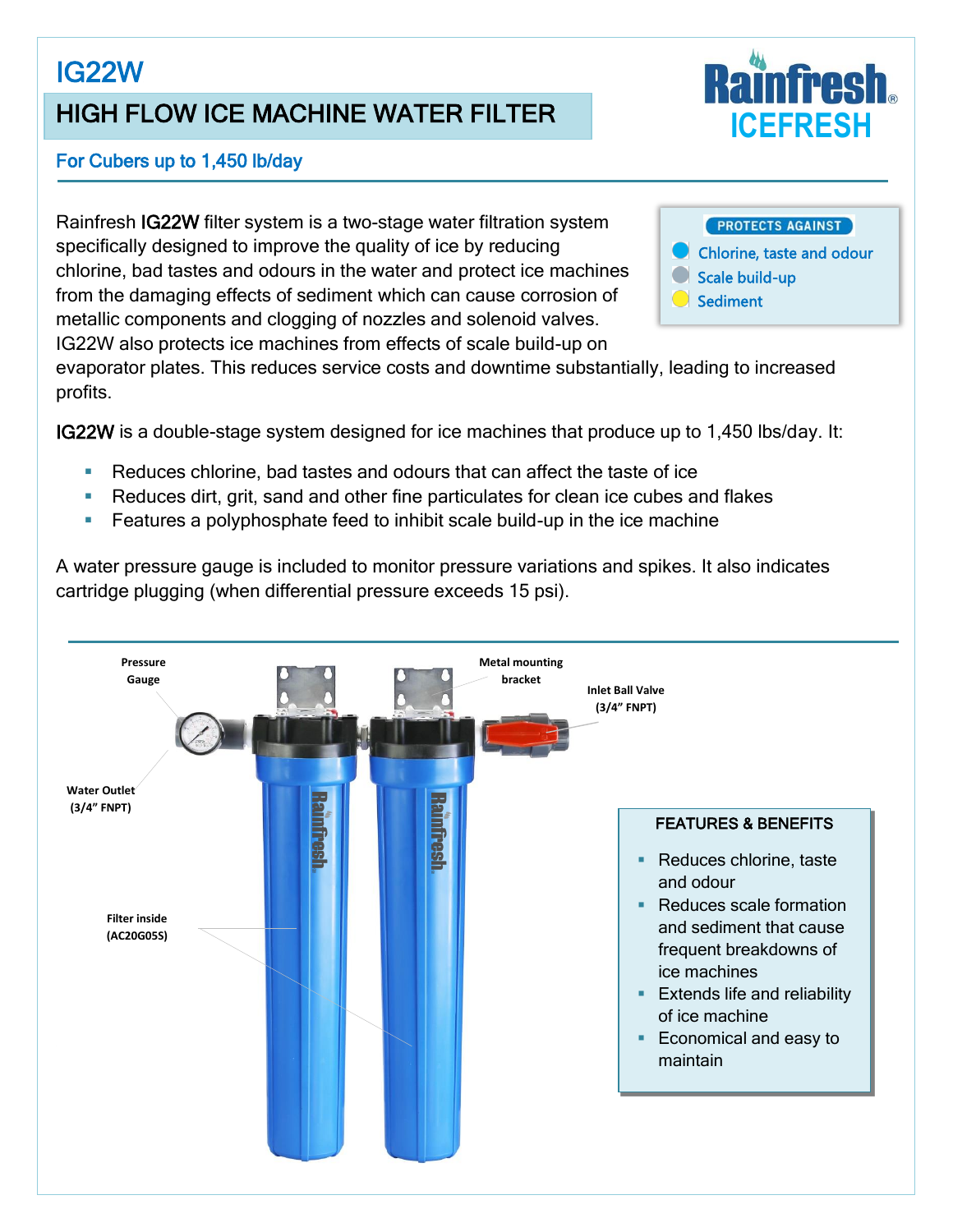# IG22W

## HIGH FLOW ICE MACHINE WATER FILTER

Rainfresh ICEFRESH

**For Cubers up to 1,450 lb/day**

Rainfresh **IG22W** filter system is a two-stage water filtration system specifically designed to improve the quality of ice by reducing chlorine, bad tastes and odours in the water and protect ice machines from the damaging effects of sediment which can cause corrosion of metallic components and clogging of nozzles and solenoid valves. IG22W also protects ice machines from effects of scale build-up on evaporator plates. This reduces service costs and downtime substantially, leading to increased profits.

**PROTECTS AGAINST**

- Chlorine, taste and odour
- Scale build-up
- Sediment

**IG22W** is a double-stage system designed for ice machines that produce up to 1,450 lbs/day. It:

- Reduces chlorine, bad tastes and odours that can affect the taste of ice
- Reduces dirt, grit, sand and other fine particulates for clean ice cubes and flakes
- Features a polyphosphate feed to inhibit scale build-up in the ice machine

A water pressure gauge is included to monitor pressure variations and spikes. It also indicates cartridge plugging (when differential pressure exceeds 15 psi).

Pressure Gauge

Metal mounting bracket

Inlet Ball Valve (3/4" FNPT)

Water Outlet (3/4" FNPT)

Filter inside (AC20G05S)

### FEATURES & BENEFITS

- Reduces chlorine, taste and odour
- Reduces scale formation and sediment that cause frequent breakdowns of ice machines
- Extends life and reliability of ice machine
- Economical and easy to maintain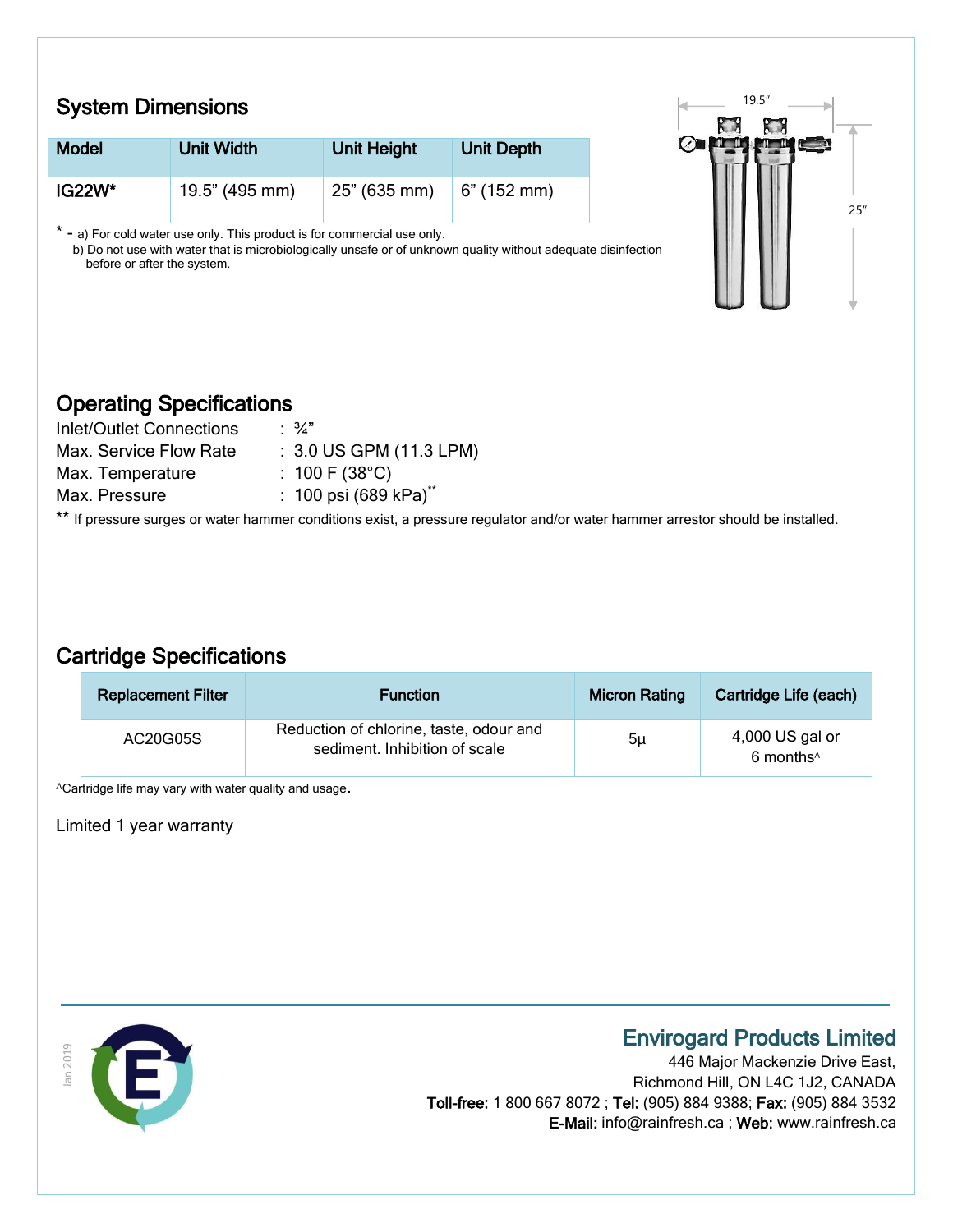## System Dimensions

| Model | Unit Width | Unit Height | Unit Depth |
| --- | --- | --- | --- |
| IG22W* | 19.5" (495 mm) | 25" (635 mm) | 6" (152 mm) |

* - a) For cold water use only. This product is for commercial use only.
b) Do not use with water that is microbiologically unsafe or of unknown quality without adequate disinfection before or after the system.

19.5"

25"

## Operating Specifications

Inlet/Outlet Connections : ¾"
Max. Service Flow Rate : 3.0 US GPM (11.3 LPM)
Max. Temperature : 100 F (38°C)
Max. Pressure : 100 psi (689 kPa)**

** If pressure surges or water hammer conditions exist, a pressure regulator and/or water hammer arrestor should be installed.

## Cartridge Specifications

| Replacement Filter | Function | Micron Rating | Cartridge Life (each) |
| --- | --- | --- | --- |
| AC20G05S | Reduction of chlorine, taste, odour and sediment. Inhibition of scale | 5μ | 4,000 US gal or 6 months^ |

^Cartridge life may vary with water quality and usage.

Limited 1 year warranty

Jan 2019

**Envirogard Products Limited**
446 Major Mackenzie Drive East,
Richmond Hill, ON L4C 1J2, CANADA
**Toll-free:** 1 800 667 8072 ; **Tel:** (905) 884 9388; **Fax:** (905) 884 3532
**E-Mail:** info@rainfresh.ca ; **Web:** www.rainfresh.ca